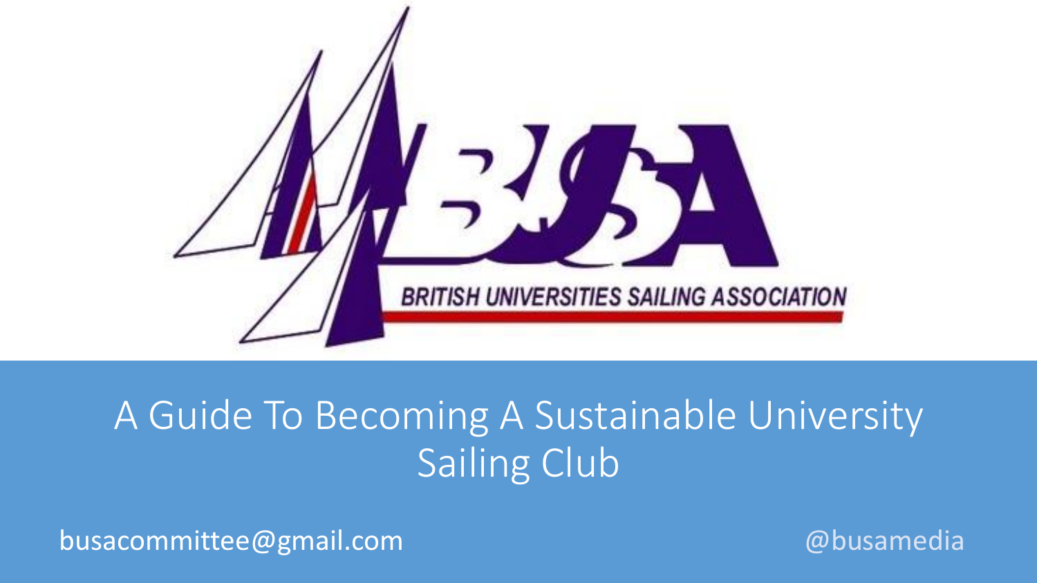BRITISH UNIVERSITIES SAILING ASSOCIATION

# A Guide To Becoming A Sustainable University Sailing Club

busacommittee@gmail.com

@busamedia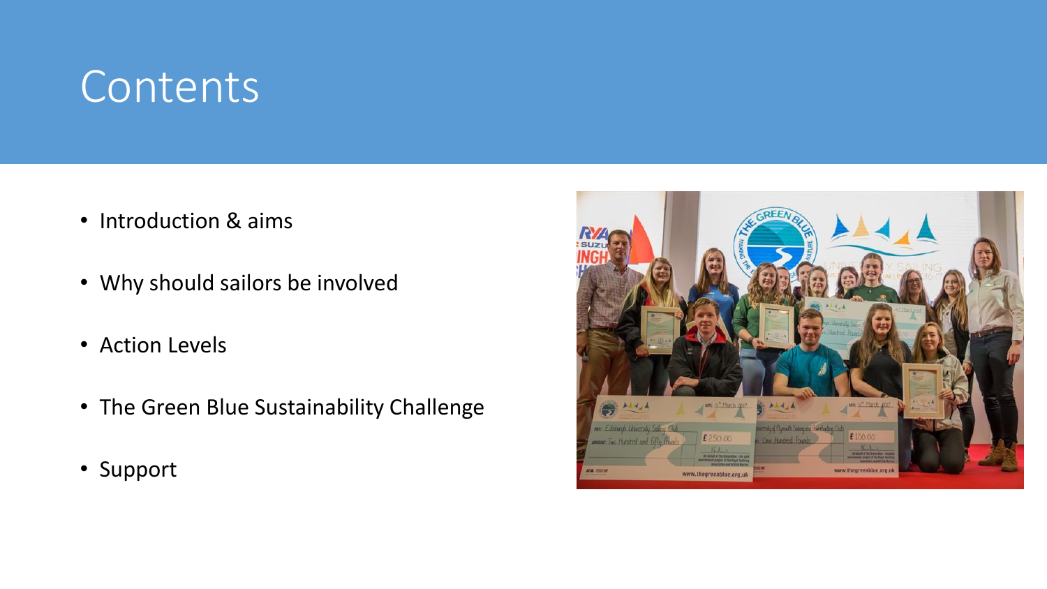# Contents

- Introduction & aims
- Why should sailors be involved
- Action Levels
- The Green Blue Sustainability Challenge
- Support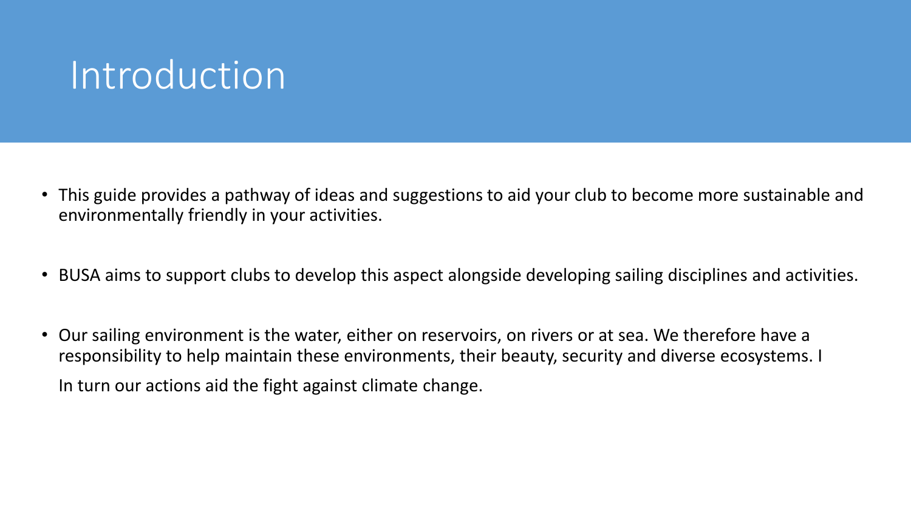# Introduction

- This guide provides a pathway of ideas and suggestions to aid your club to become more sustainable and environmentally friendly in your activities.

- BUSA aims to support clubs to develop this aspect alongside developing sailing disciplines and activities.

- Our sailing environment is the water, either on reservoirs, on rivers or at sea. We therefore have a responsibility to help maintain these environments, their beauty, security and diverse ecosystems. I

  In turn our actions aid the fight against climate change.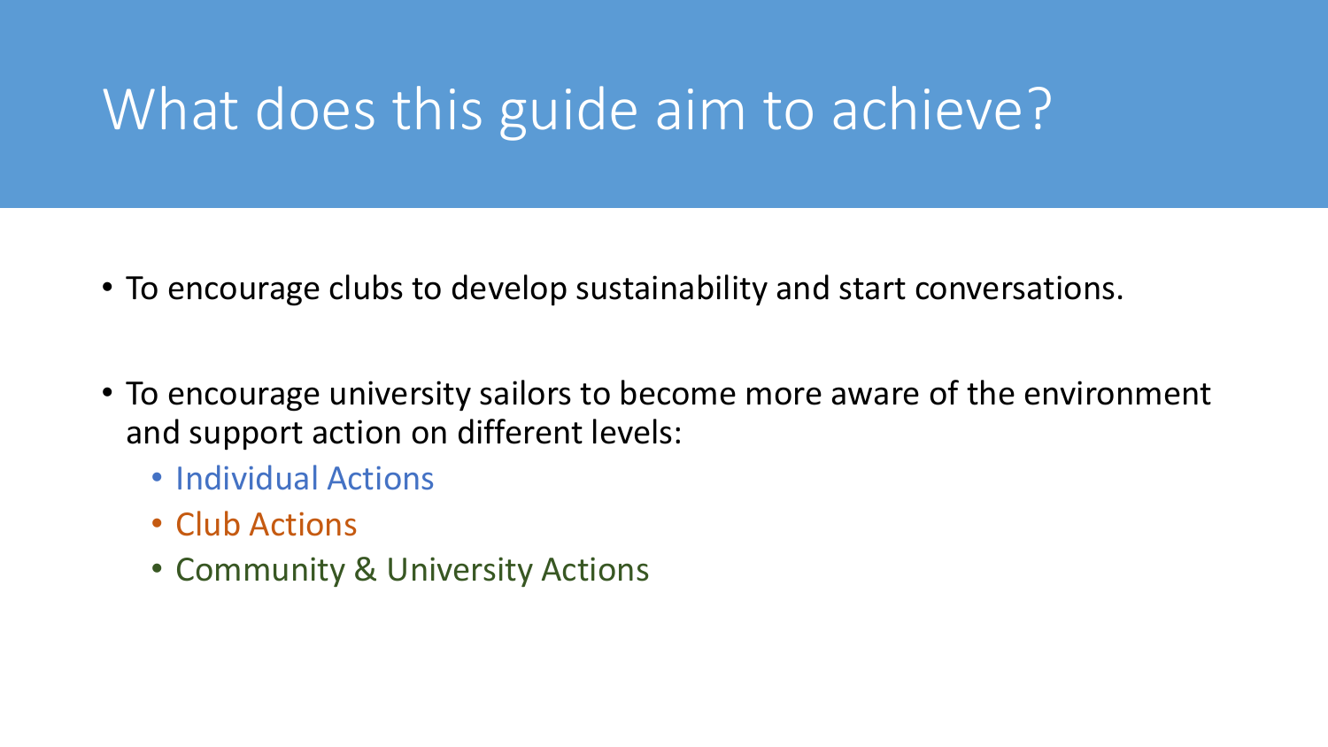# What does this guide aim to achieve?

- To encourage clubs to develop sustainability and start conversations.

- To encourage university sailors to become more aware of the environment and support action on different levels:
  - Individual Actions
  - Club Actions
  - Community & University Actions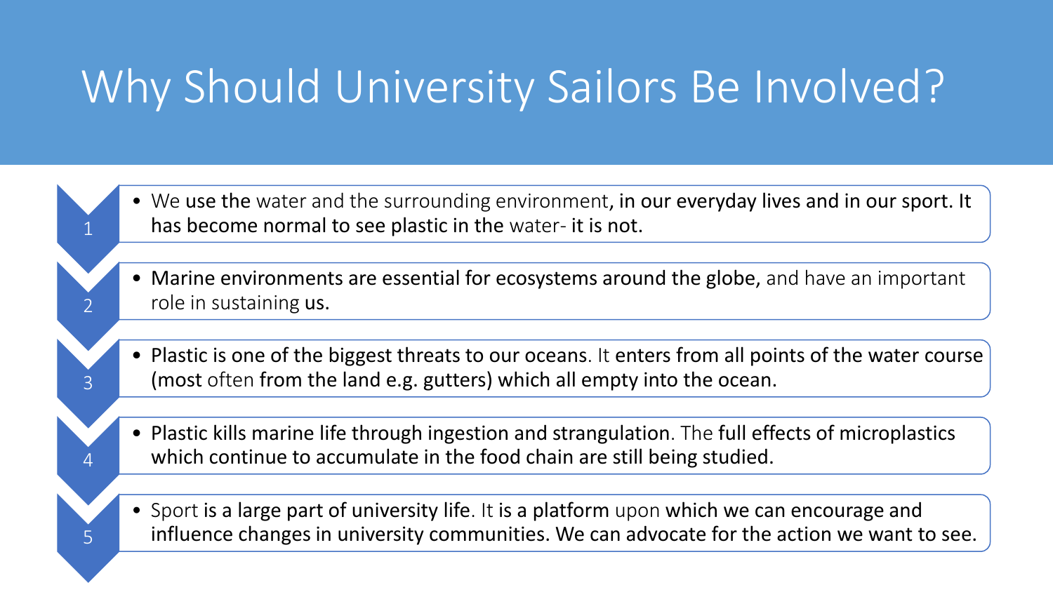# Why Should University Sailors Be Involved?

1. We use the water and the surrounding environment, in our everyday lives and in our sport. It has become normal to see plastic in the water- it is not.
2. Marine environments are essential for ecosystems around the globe, and have an important role in sustaining us.
3. Plastic is one of the biggest threats to our oceans. It enters from all points of the water course (most often from the land e.g. gutters) which all empty into the ocean.
4. Plastic kills marine life through ingestion and strangulation. The full effects of microplastics which continue to accumulate in the food chain are still being studied.
5. Sport is a large part of university life. It is a platform upon which we can encourage and influence changes in university communities. We can advocate for the action we want to see.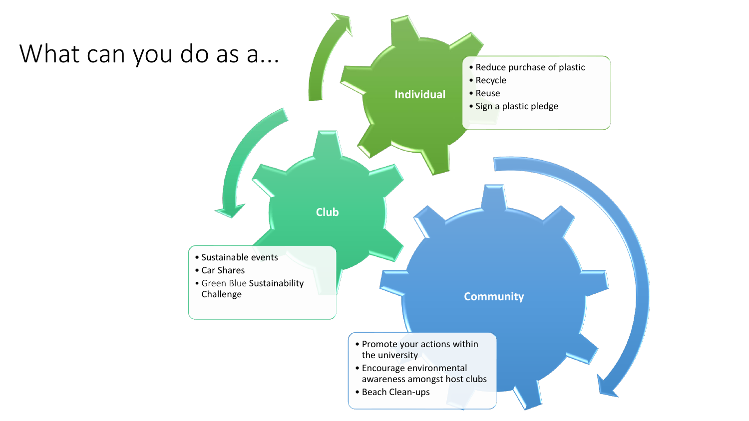# What can you do as a...

## Individual

- Reduce purchase of plastic
- Recycle
- Reuse
- Sign a plastic pledge

## Club

- Sustainable events
- Car Shares
- Green Blue Sustainability Challenge

## Community

- Promote your actions within the university
- Encourage environmental awareness amongst host clubs
- Beach Clean-ups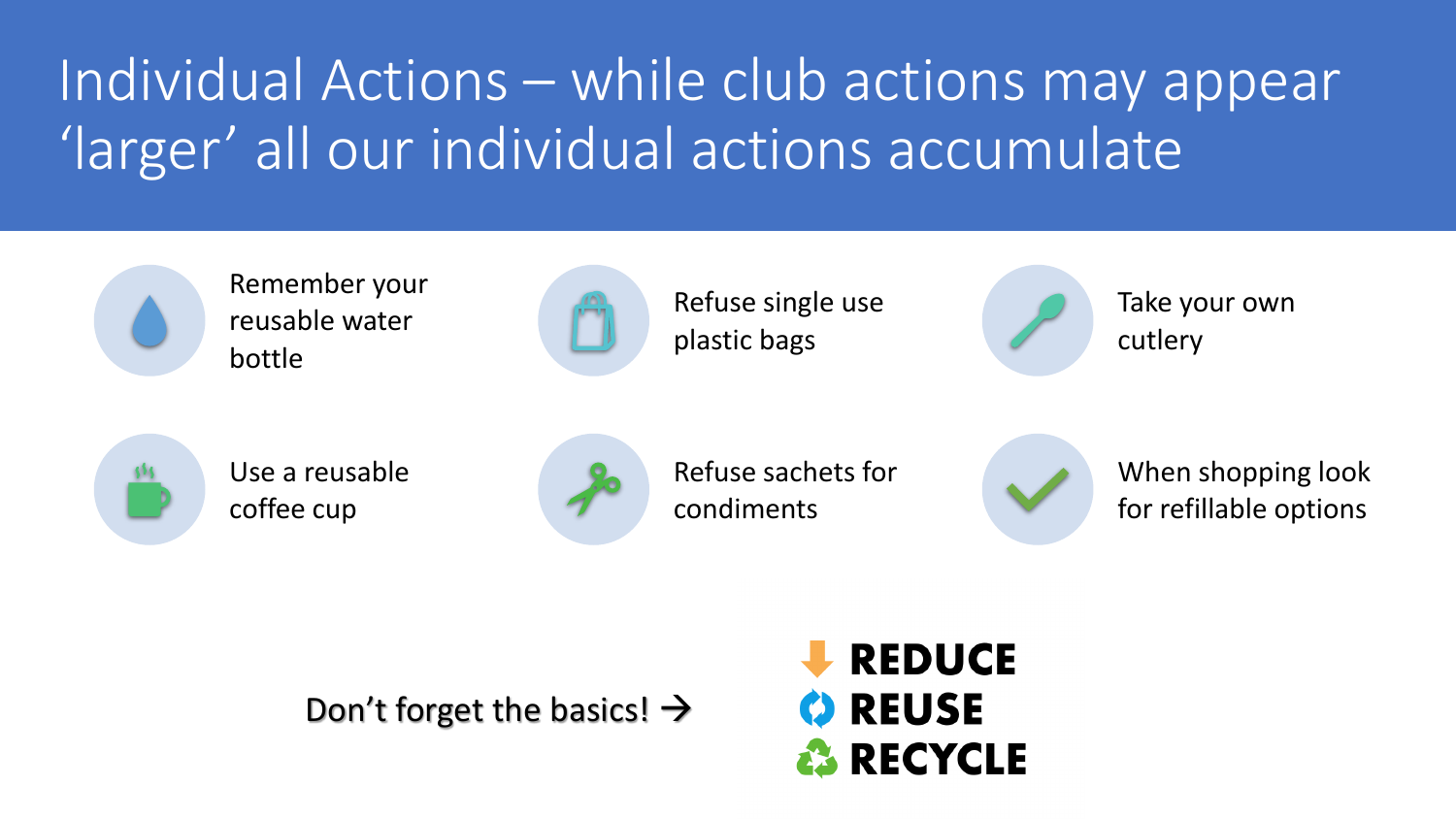# Individual Actions – while club actions may appear 'larger' all our individual actions accumulate

- Remember your reusable water bottle
- Refuse single use plastic bags
- Take your own cutlery
- Use a reusable coffee cup
- Refuse sachets for condiments
- When shopping look for refillable options

Don't forget the basics! →

**REDUCE**
**REUSE**
**RECYCLE**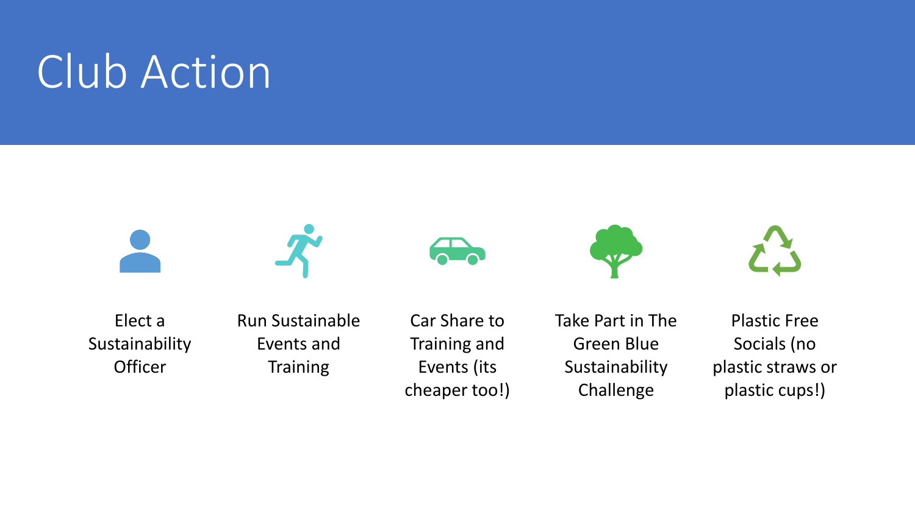# Club Action

- Elect a Sustainability Officer
- Run Sustainable Events and Training
- Car Share to Training and Events (its cheaper too!)
- Take Part in The Green Blue Sustainability Challenge
- Plastic Free Socials (no plastic straws or plastic cups!)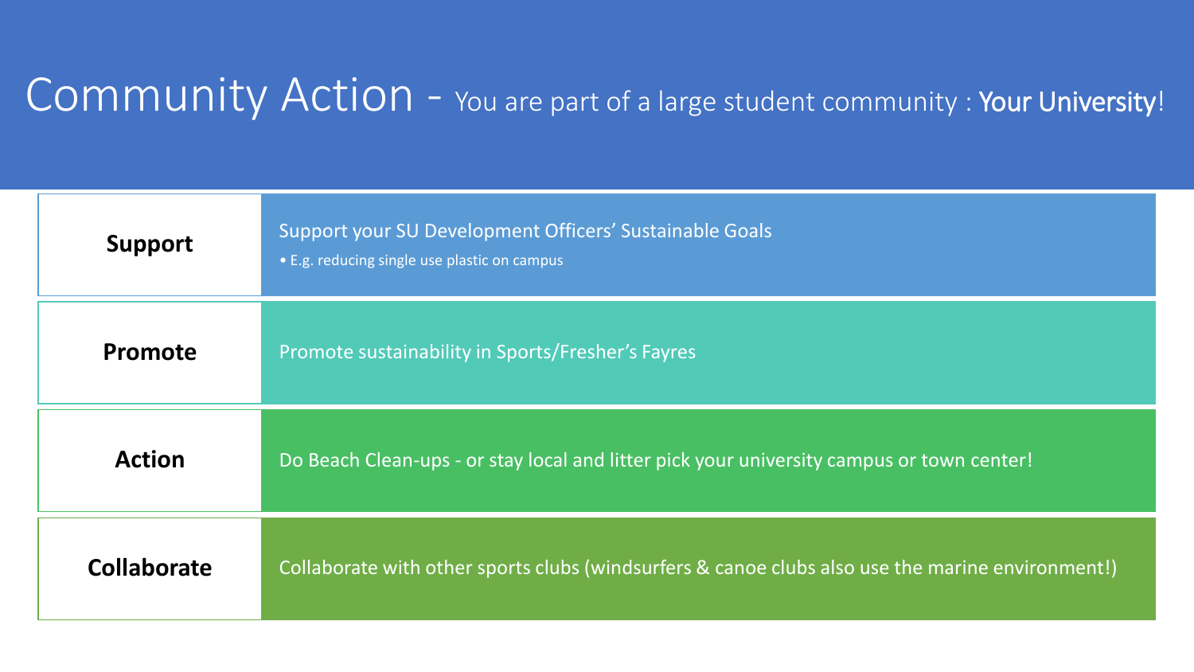# Community Action - You are part of a large student community : **Your University**!

| | |
|---|---|
| **Support** | Support your SU Development Officers' Sustainable Goals<br>• E.g. reducing single use plastic on campus |
| **Promote** | Promote sustainability in Sports/Fresher's Fayres |
| **Action** | Do Beach Clean-ups - or stay local and litter pick your university campus or town center! |
| **Collaborate** | Collaborate with other sports clubs (windsurfers & canoe clubs also use the marine environment!) |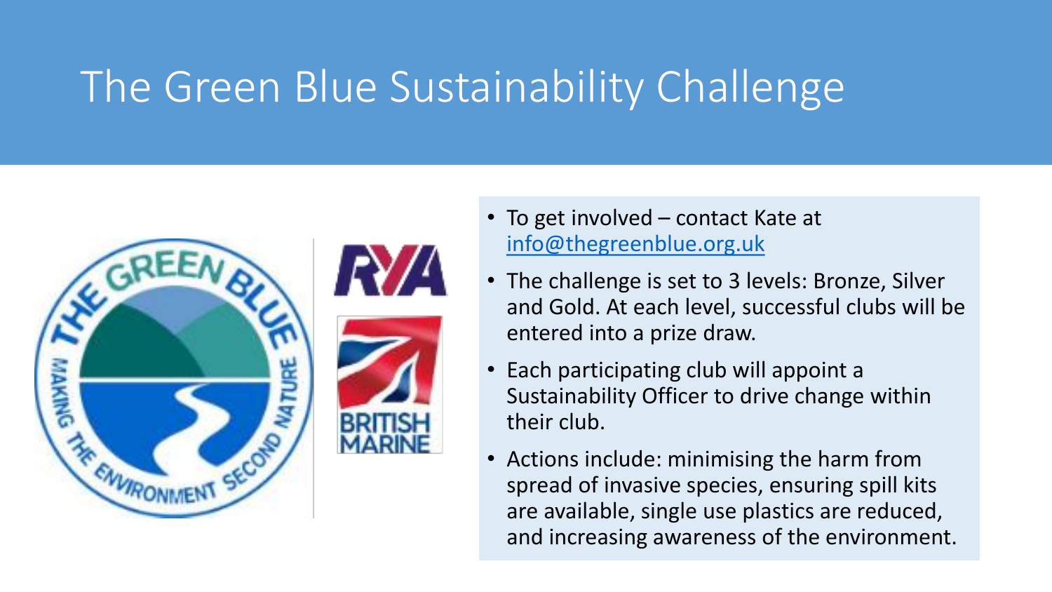# The Green Blue Sustainability Challenge

- To get involved – contact Kate at info@thegreenblue.org.uk
- The challenge is set to 3 levels: Bronze, Silver and Gold. At each level, successful clubs will be entered into a prize draw.
- Each participating club will appoint a Sustainability Officer to drive change within their club.
- Actions include: minimising the harm from spread of invasive species, ensuring spill kits are available, single use plastics are reduced, and increasing awareness of the environment.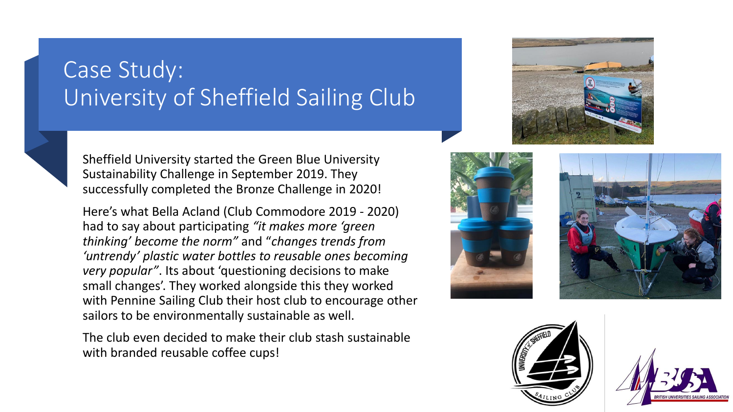# Case Study: University of Sheffield Sailing Club

Sheffield University started the Green Blue University Sustainability Challenge in September 2019. They successfully completed the Bronze Challenge in 2020!

Here's what Bella Acland (Club Commodore 2019 - 2020) had to say about participating *"it makes more 'green thinking' become the norm"* and "*changes trends from 'untrendy' plastic water bottles to reusable ones becoming very popular"*. Its about 'questioning decisions to make small changes'. They worked alongside this they worked with Pennine Sailing Club their host club to encourage other sailors to be environmentally sustainable as well.

The club even decided to make their club stash sustainable with branded reusable coffee cups!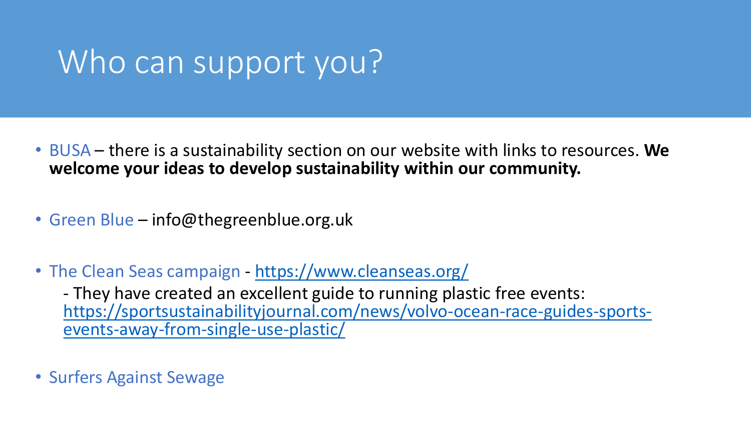# Who can support you?

- BUSA – there is a sustainability section on our website with links to resources. **We welcome your ideas to develop sustainability within our community.**

- Green Blue – info@thegreenblue.org.uk

- The Clean Seas campaign - https://www.cleanseas.org/
  - They have created an excellent guide to running plastic free events: https://sportsustainabilityjournal.com/news/volvo-ocean-race-guides-sports-events-away-from-single-use-plastic/

- Surfers Against Sewage